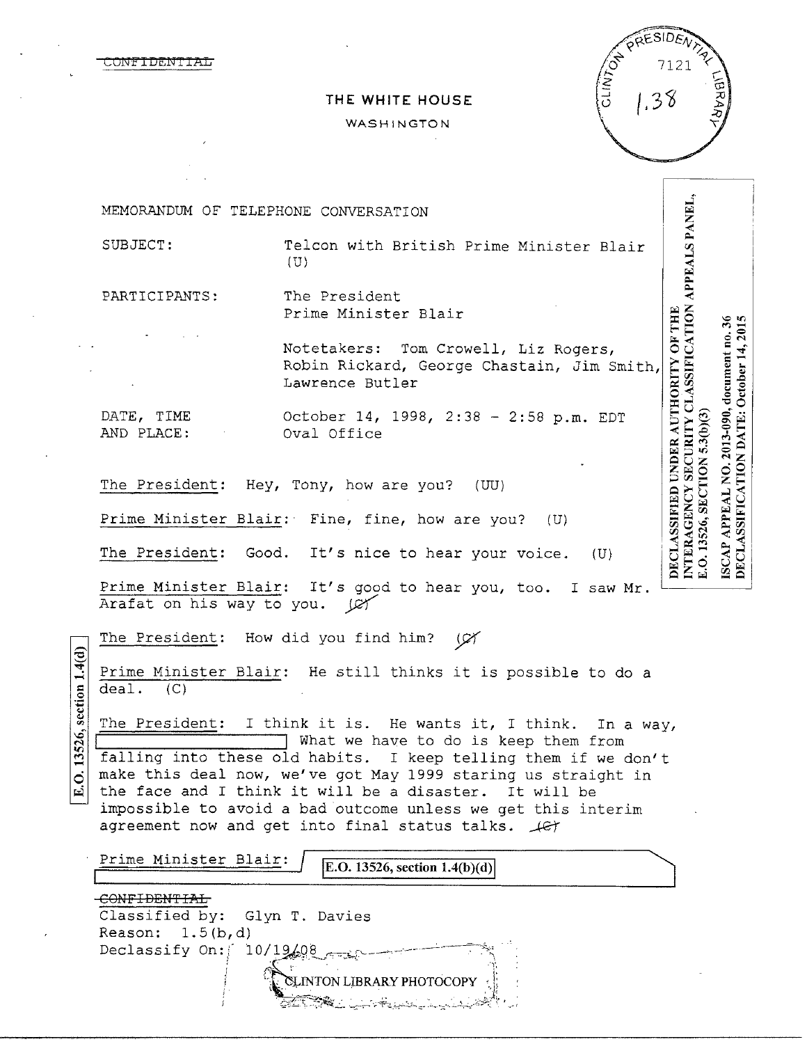~~CONFIDENTIAL~~

THE WHITE HOUSE

WASHINGTON

CLINTON PRESIDENTIAL LIBRARY 7121 1.38

DECLASSIFIED UNDER AUTHORITY OF THE INTERAGENCY SECURITY CLASSIFICATION APPEALS PANEL, E.O. 13526, SECTION 5.3(b)(3)

ISCAP APPEAL NO. 2013-090, document no. 36
DECLASSIFICATION DATE: October 14, 2015

MEMORANDUM OF TELEPHONE CONVERSATION

SUBJECT: Telcon with British Prime Minister Blair (U)

PARTICIPANTS: The President
Prime Minister Blair

Notetakers: Tom Crowell, Liz Rogers, Robin Rickard, George Chastain, Jim Smith, Lawrence Butler

DATE, TIME AND PLACE: October 14, 1998, 2:38 - 2:58 p.m. EDT
Oval Office

The President: Hey, Tony, how are you? (U)

Prime Minister Blair: Fine, fine, how are you? (U)

The President: Good. It's nice to hear your voice. (U)

Prime Minister Blair: It's good to hear you, too. I saw Mr. Arafat on his way to you. ~~(C)~~

The President: How did you find him? ~~(C)~~

Prime Minister Blair: He still thinks it is possible to do a deal. (C)

E.O. 13526, section 1.4(d)

The President: I think it is. He wants it, I think. In a way, [REDACTED] What we have to do is keep them from falling into these old habits. I keep telling them if we don't make this deal now, we've got May 1999 staring us straight in the face and I think it will be a disaster. It will be impossible to avoid a bad outcome unless we get this interim agreement now and get into final status talks. ~~(C)~~

Prime Minister Blair: [E.O. 13526, section 1.4(b)(d)]

~~CONFIDENTIAL~~
Classified by: Glyn T. Davies
Reason: 1.5(b,d)
Declassify On: 10/19/08

CLINTON LIBRARY PHOTOCOPY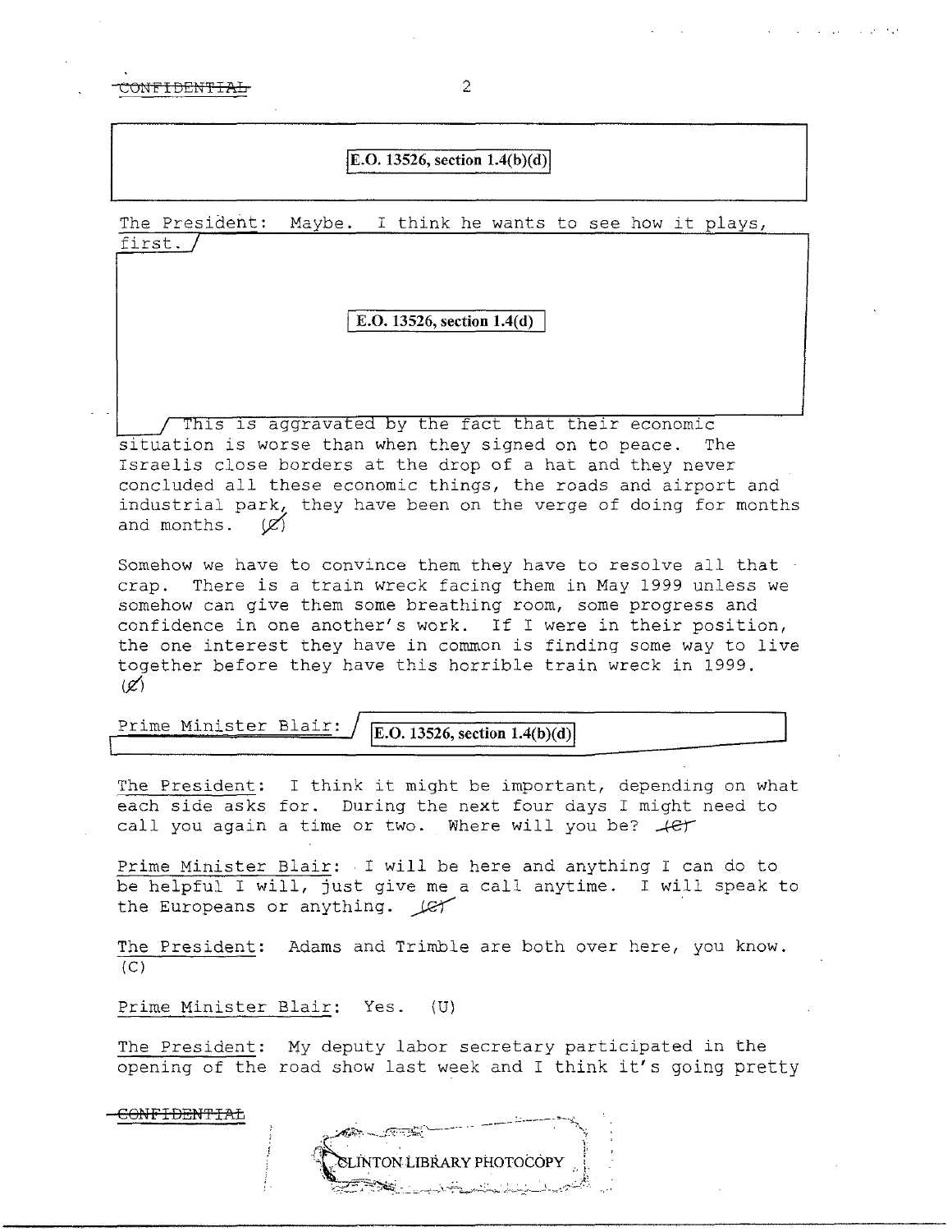CONFIDENTIAL

E.O. 13526, section 1.4(b)(d)

The President: Maybe. I think he wants to see how it plays, first.

E.O. 13526, section 1.4(d)

This is aggravated by the fact that their economic situation is worse than when they signed on to peace. The Israelis close borders at the drop of a hat and they never concluded all these economic things, the roads and airport and industrial park, they have been on the verge of doing for months and months. (C)

Somehow we have to convince them they have to resolve all that crap. There is a train wreck facing them in May 1999 unless we somehow can give them some breathing room, some progress and confidence in one another's work. If I were in their position, the one interest they have in common is finding some way to live together before they have this horrible train wreck in 1999. (C)

Prime Minister Blair: E.O. 13526, section 1.4(b)(d)

The President: I think it might be important, depending on what each side asks for. During the next four days I might need to call you again a time or two. Where will you be? (C)

Prime Minister Blair: I will be here and anything I can do to be helpful I will, just give me a call anytime. I will speak to the Europeans or anything. (C)

The President: Adams and Trimble are both over here, you know. (C)

Prime Minister Blair: Yes. (U)

The President: My deputy labor secretary participated in the opening of the road show last week and I think it's going pretty

CONFIDENTIAL

CLINTON LIBRARY PHOTOCOPY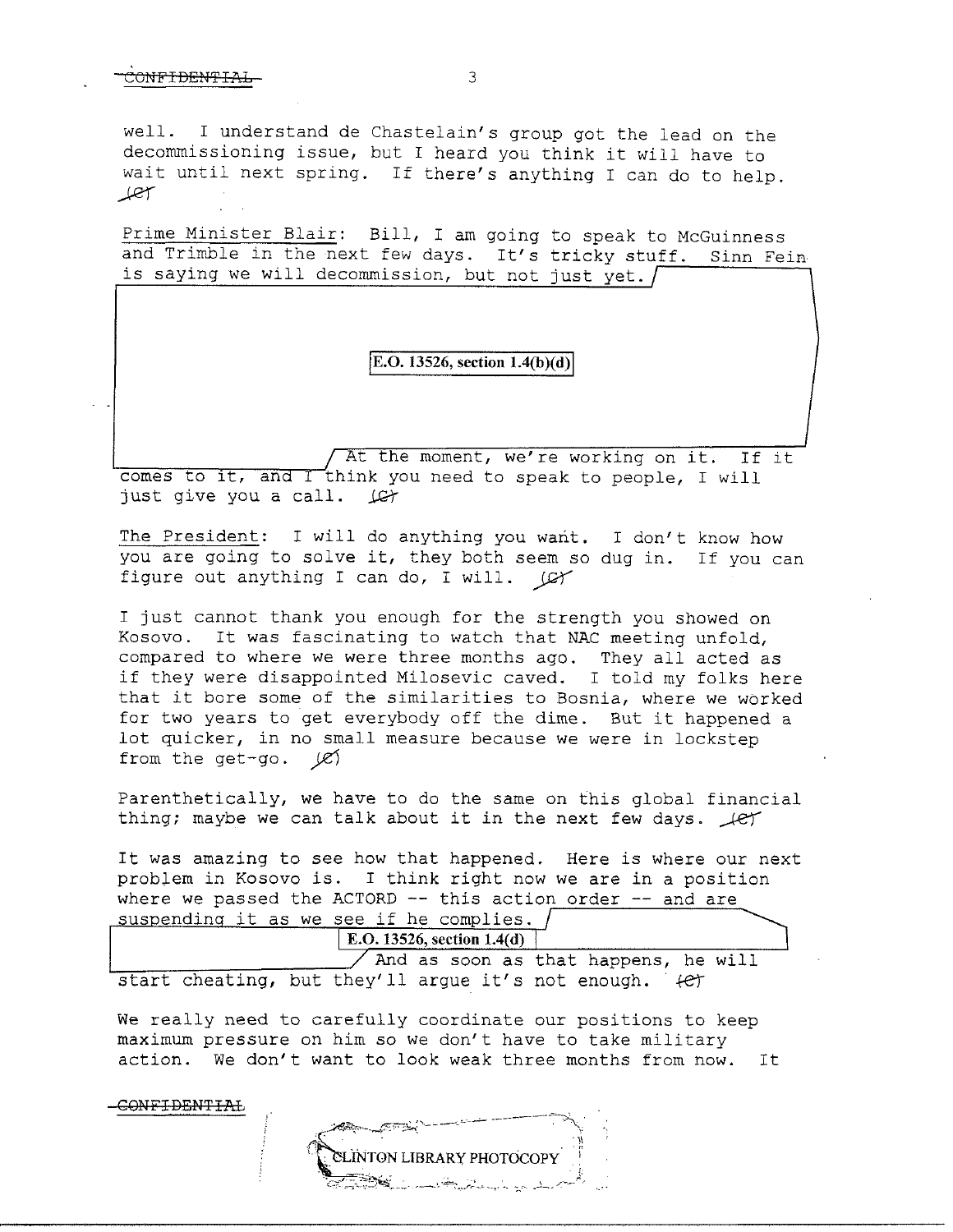well. I understand de Chastelain's group got the lead on the decommissioning issue, but I heard you think it will have to wait until next spring. If there's anything I can do to help. (C)

Prime Minister Blair: Bill, I am going to speak to McGuinness and Trimble in the next few days. It's tricky stuff. Sinn Fein is saying we will decommission, but not just yet.

E.O. 13526, section 1.4(b)(d)

At the moment, we're working on it. If it comes to it, and I think you need to speak to people, I will just give you a call. (C)

The President: I will do anything you want. I don't know how you are going to solve it, they both seem so dug in. If you can figure out anything I can do, I will. (C)

I just cannot thank you enough for the strength you showed on Kosovo. It was fascinating to watch that NAC meeting unfold, compared to where we were three months ago. They all acted as if they were disappointed Milosevic caved. I told my folks here that it bore some of the similarities to Bosnia, where we worked for two years to get everybody off the dime. But it happened a lot quicker, in no small measure because we were in lockstep from the get-go. (C)

Parenthetically, we have to do the same on this global financial thing; maybe we can talk about it in the next few days. (C)

It was amazing to see how that happened. Here is where our next problem in Kosovo is. I think right now we are in a position where we passed the ACTORD -- this action order -- and are suspending it as we see if he complies.

E.O. 13526, section 1.4(d)

And as soon as that happens, he will start cheating, but they'll argue it's not enough. (C)

We really need to carefully coordinate our positions to keep maximum pressure on him so we don't have to take military action. We don't want to look weak three months from now. It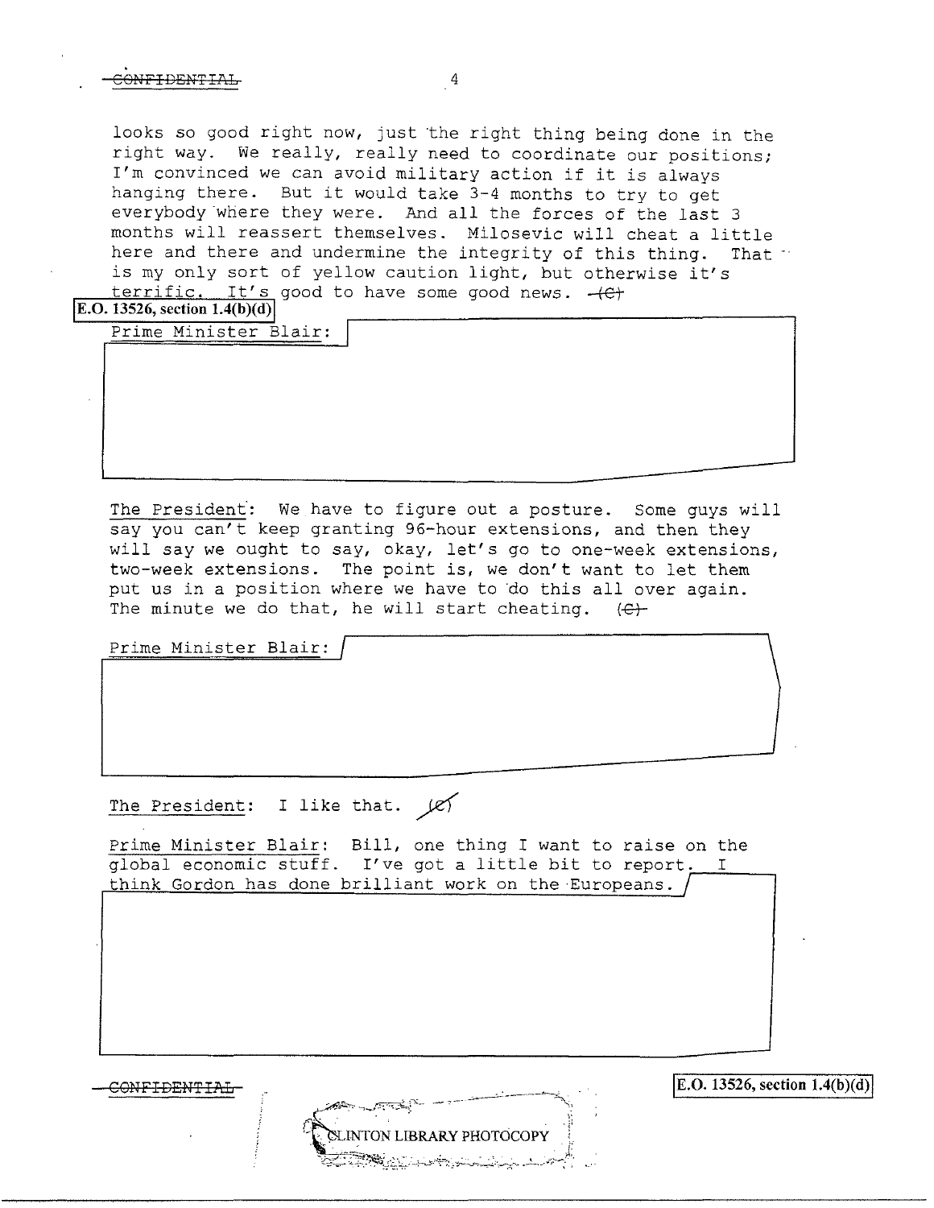looks so good right now, just the right thing being done in the right way. We really, really need to coordinate our positions; I'm convinced we can avoid military action if it is always hanging there. But it would take 3-4 months to try to get everybody where they were. And all the forces of the last 3 months will reassert themselves. Milosevic will cheat a little here and there and undermine the integrity of this thing. That is my only sort of yellow caution light, but otherwise it's terrific. It's good to have some good news. (C)

E.O. 13526, section 1.4(b)(d)

Prime Minister Blair:

The President: We have to figure out a posture. Some guys will say you can't keep granting 96-hour extensions, and then they will say we ought to say, okay, let's go to one-week extensions, two-week extensions. The point is, we don't want to let them put us in a position where we have to do this all over again. The minute we do that, he will start cheating. (C)

Prime Minister Blair:

The President: I like that. (C)

Prime Minister Blair: Bill, one thing I want to raise on the global economic stuff. I've got a little bit to report. I think Gordon has done brilliant work on the Europeans.

E.O. 13526, section 1.4(b)(d)

CLINTON LIBRARY PHOTOCOPY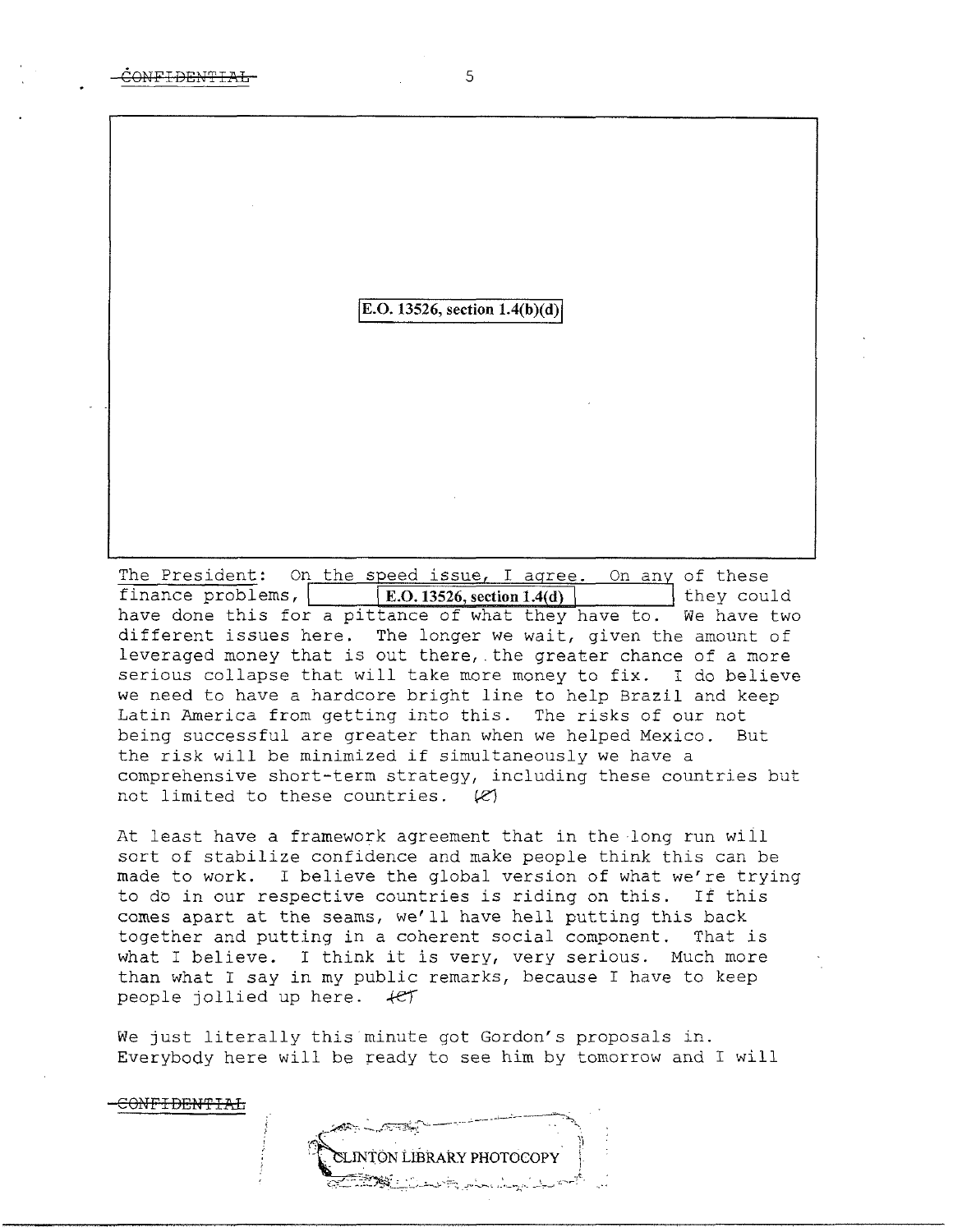E.O. 13526, section 1.4(b)(d)

The President: On the speed issue, I agree. On any of these finance problems, [E.O. 13526, section 1.4(d)] they could have done this for a pittance of what they have to. We have two different issues here. The longer we wait, given the amount of leveraged money that is out there, the greater chance of a more serious collapse that will take more money to fix. I do believe we need to have a hardcore bright line to help Brazil and keep Latin America from getting into this. The risks of our not being successful are greater than when we helped Mexico. But the risk will be minimized if simultaneously we have a comprehensive short-term strategy, including these countries but not limited to these countries. (C)

At least have a framework agreement that in the long run will sort of stabilize confidence and make people think this can be made to work. I believe the global version of what we're trying to do in our respective countries is riding on this. If this comes apart at the seams, we'll have hell putting this back together and putting in a coherent social component. That is what I believe. I think it is very, very serious. Much more than what I say in my public remarks, because I have to keep people jollied up here. (C)

We just literally this minute got Gordon's proposals in. Everybody here will be ready to see him by tomorrow and I will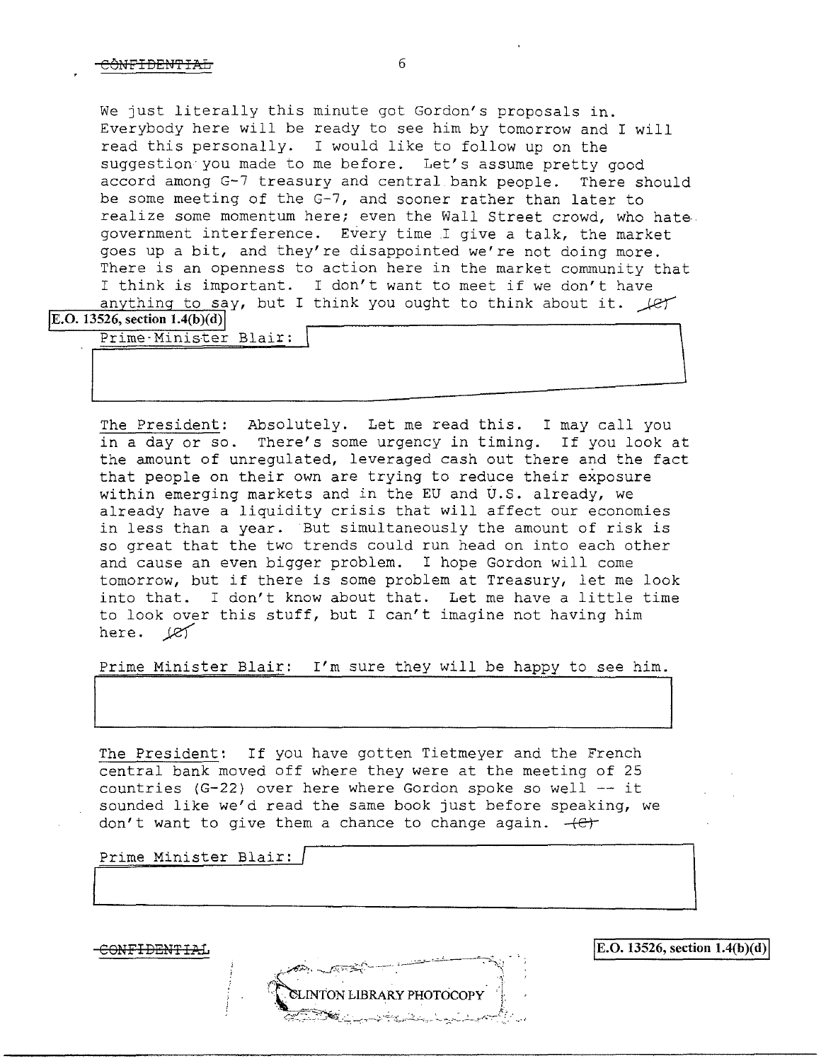We just literally this minute got Gordon's proposals in. Everybody here will be ready to see him by tomorrow and I will read this personally. I would like to follow up on the suggestion you made to me before. Let's assume pretty good accord among G-7 treasury and central bank people. There should be some meeting of the G-7, and sooner rather than later to realize some momentum here; even the Wall Street crowd, who hate government interference. Every time I give a talk, the market goes up a bit, and they're disappointed we're not doing more. There is an openness to action here in the market community that I think is important. I don't want to meet if we don't have anything to say, but I think you ought to think about it. (C)

E.O. 13526, section 1.4(b)(d)

Prime Minister Blair:

The President: Absolutely. Let me read this. I may call you in a day or so. There's some urgency in timing. If you look at the amount of unregulated, leveraged cash out there and the fact that people on their own are trying to reduce their exposure within emerging markets and in the EU and U.S. already, we already have a liquidity crisis that will affect our economies in less than a year. But simultaneously the amount of risk is so great that the two trends could run head on into each other and cause an even bigger problem. I hope Gordon will come tomorrow, but if there is some problem at Treasury, let me look into that. I don't know about that. Let me have a little time to look over this stuff, but I can't imagine not having him here. (C)

Prime Minister Blair: I'm sure they will be happy to see him.

The President: If you have gotten Tietmeyer and the French central bank moved off where they were at the meeting of 25 countries (G-22) over here where Gordon spoke so well -- it sounded like we'd read the same book just before speaking, we don't want to give them a chance to change again. (C)

Prime Minister Blair:

E.O. 13526, section 1.4(b)(d)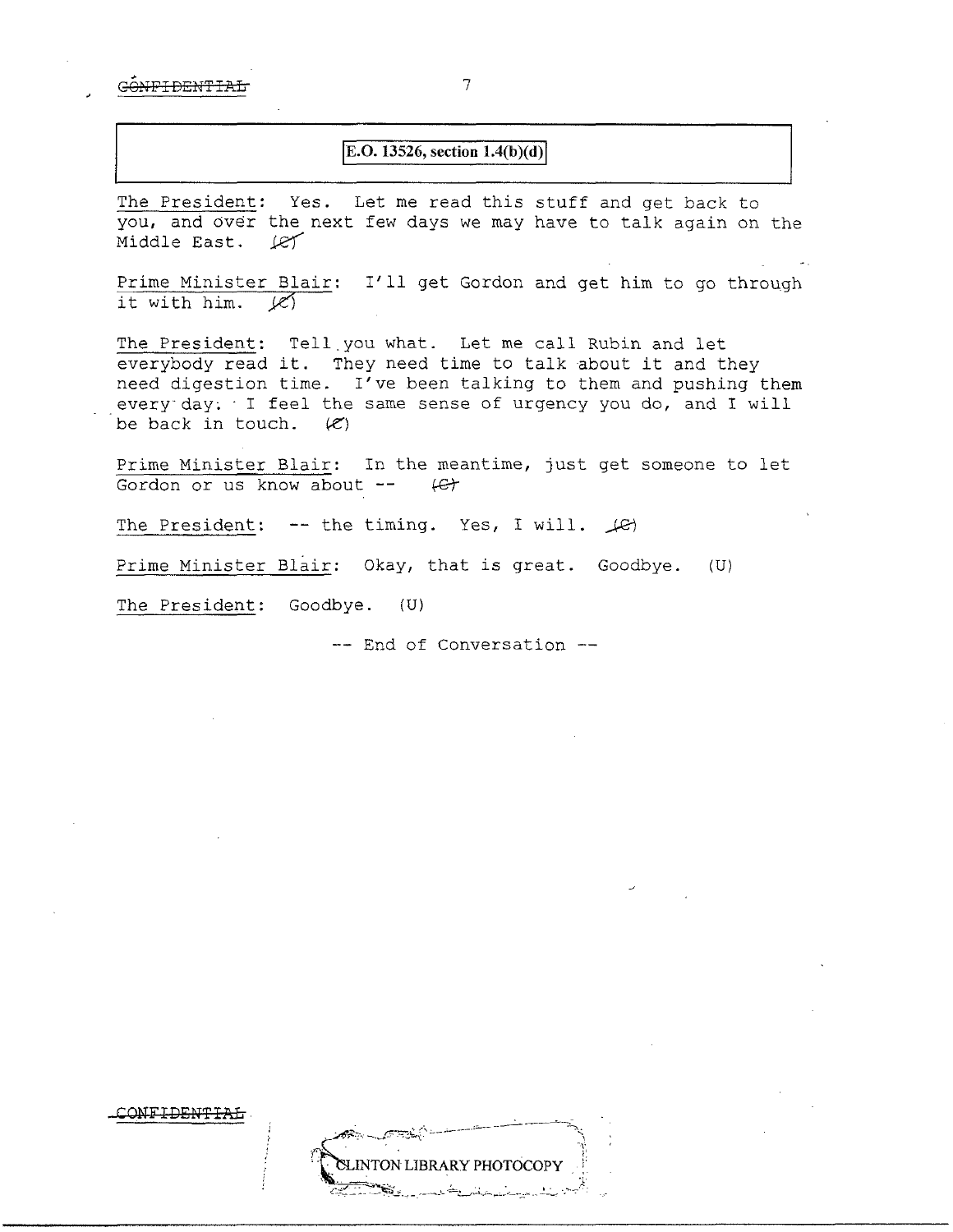E.O. 13526, section 1.4(b)(d)

The President: Yes. Let me read this stuff and get back to you, and over the next few days we may have to talk again on the Middle East. (C)

Prime Minister Blair: I'll get Gordon and get him to go through it with him. (C)

The President: Tell you what. Let me call Rubin and let everybody read it. They need time to talk about it and they need digestion time. I've been talking to them and pushing them every day. I feel the same sense of urgency you do, and I will be back in touch. (C)

Prime Minister Blair: In the meantime, just get someone to let Gordon or us know about -- (C)

The President: -- the timing. Yes, I will. (C)

Prime Minister Blair: Okay, that is great. Goodbye. (U)

The President: Goodbye. (U)

-- End of Conversation --

CLINTON LIBRARY PHOTOCOPY